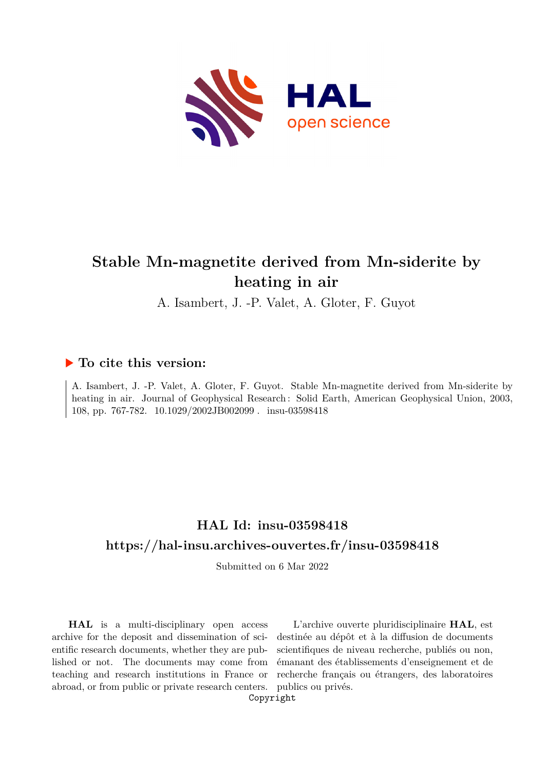# Stable Mn-magnetite derived from Mn-siderite by heating in air

A. Isambert, J. -P. Valet, A. Gloter, F. Guyot

## ▶ To cite this version:

A. Isambert, J. -P. Valet, A. Gloter, F. Guyot. Stable Mn-magnetite derived from Mn-siderite by heating in air. Journal of Geophysical Research : Solid Earth, American Geophysical Union, 2003, 108, pp. 767-782. 10.1029/2002JB002099 . insu-03598418

## HAL Id: insu-03598418

## https://hal-insu.archives-ouvertes.fr/insu-03598418

Submitted on 6 Mar 2022

**HAL** is a multi-disciplinary open access archive for the deposit and dissemination of scientific research documents, whether they are published or not. The documents may come from teaching and research institutions in France or abroad, or from public or private research centers.

L'archive ouverte pluridisciplinaire **HAL**, est destinée au dépôt et à la diffusion de documents scientifiques de niveau recherche, publiés ou non, émanant des établissements d'enseignement et de recherche français ou étrangers, des laboratoires publics ou privés.

Copyright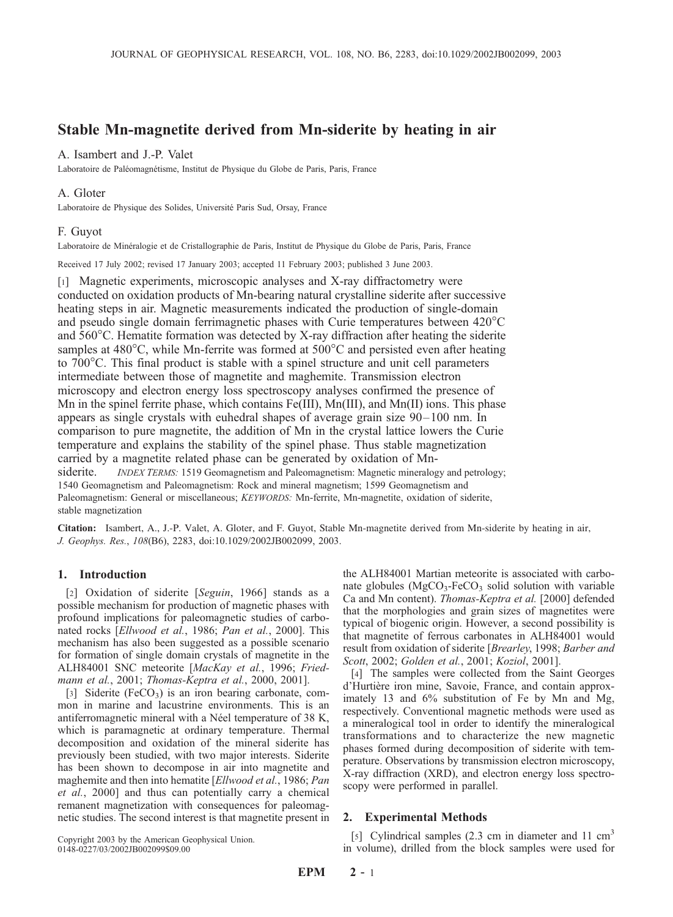# Stable Mn-magnetite derived from Mn-siderite by heating in air

A. Isambert and J.-P. Valet

Laboratoire de Paléomagnétisme, Institut de Physique du Globe de Paris, Paris, France

A. Gloter

Laboratoire de Physique des Solides, Université Paris Sud, Orsay, France

F. Guyot

Laboratoire de Minéralogie et de Cristallographie de Paris, Institut de Physique du Globe de Paris, Paris, France

Received 17 July 2002; revised 17 January 2003; accepted 11 February 2003; published 3 June 2003.

[1] Magnetic experiments, microscopic analyses and X-ray diffractometry were conducted on oxidation products of Mn-bearing natural crystalline siderite after successive heating steps in air. Magnetic measurements indicated the production of single-domain and pseudo single domain ferrimagnetic phases with Curie temperatures between 420°C and 560°C. Hematite formation was detected by X-ray diffraction after heating the siderite samples at 480°C, while Mn-ferrite was formed at 500°C and persisted even after heating to 700°C. This final product is stable with a spinel structure and unit cell parameters intermediate between those of magnetite and maghemite. Transmission electron microscopy and electron energy loss spectroscopy analyses confirmed the presence of Mn in the spinel ferrite phase, which contains Fe(III), Mn(III), and Mn(II) ions. This phase appears as single crystals with euhedral shapes of average grain size 90–100 nm. In comparison to pure magnetite, the addition of Mn in the crystal lattice lowers the Curie temperature and explains the stability of the spinel phase. Thus stable magnetization carried by a magnetite related phase can be generated by oxidation of Mn-siderite. *INDEX TERMS:* 1519 Geomagnetism and Paleomagnetism: Magnetic mineralogy and petrology; 1540 Geomagnetism and Paleomagnetism: Rock and mineral magnetism; 1599 Geomagnetism and Paleomagnetism: General or miscellaneous; *KEYWORDS:* Mn-ferrite, Mn-magnetite, oxidation of siderite, stable magnetization

**Citation:** Isambert, A., J.-P. Valet, A. Gloter, and F. Guyot, Stable Mn-magnetite derived from Mn-siderite by heating in air, *J. Geophys. Res.*, *108*(B6), 2283, doi:10.1029/2002JB002099, 2003.

## 1. Introduction

[2] Oxidation of siderite [*Seguin*, 1966] stands as a possible mechanism for production of magnetic phases with profound implications for paleomagnetic studies of carbonated rocks [*Ellwood et al.*, 1986; *Pan et al.*, 2000]. This mechanism has also been suggested as a possible scenario for formation of single domain crystals of magnetite in the ALH84001 SNC meteorite [*MacKay et al.*, 1996; *Friedmann et al.*, 2001; *Thomas-Keptra et al.*, 2000, 2001].

[3] Siderite ($FeCO_3$) is an iron bearing carbonate, common in marine and lacustrine environments. This is an antiferromagnetic mineral with a Néel temperature of 38 K, which is paramagnetic at ordinary temperature. Thermal decomposition and oxidation of the mineral siderite has previously been studied, with two major interests. Siderite has been shown to decompose in air into magnetite and maghemite and then into hematite [*Ellwood et al.*, 1986; *Pan et al.*, 2000] and thus can potentially carry a chemical remanent magnetization with consequences for paleomagnetic studies. The second interest is that magnetite present in the ALH84001 Martian meteorite is associated with carbonate globules ($MgCO_3$-$FeCO_3$ solid solution with variable Ca and Mn content). *Thomas-Keptra et al.* [2000] defended that the morphologies and grain sizes of magnetites were typical of biogenic origin. However, a second possibility is that magnetite of ferrous carbonates in ALH84001 would result from oxidation of siderite [*Brearley*, 1998; *Barber and Scott*, 2002; *Golden et al.*, 2001; *Koziol*, 2001].

[4] The samples were collected from the Saint Georges d'Hurtière iron mine, Savoie, France, and contain approximately 13 and 6% substitution of Fe by Mn and Mg, respectively. Conventional magnetic methods were used as a mineralogical tool in order to identify the mineralogical transformations and to characterize the new magnetic phases formed during decomposition of siderite with temperature. Observations by transmission electron microscopy, X-ray diffraction (XRD), and electron energy loss spectroscopy were performed in parallel.

## 2. Experimental Methods

[5] Cylindrical samples (2.3 cm in diameter and 11 $cm^3$ in volume), drilled from the block samples were used for

Copyright 2003 by the American Geophysical Union.
0148-0227/03/2002JB002099$09.00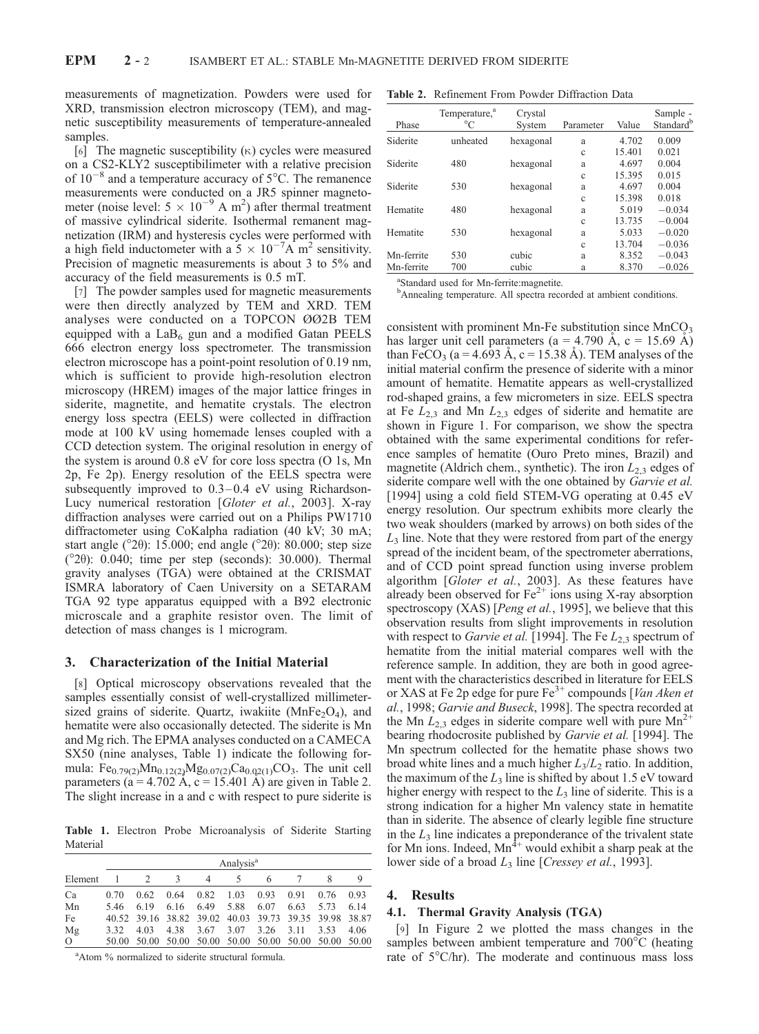measurements of magnetization. Powders were used for XRD, transmission electron microscopy (TEM), and magnetic susceptibility measurements of temperature-annealed samples.

[6] The magnetic susceptibility (κ) cycles were measured on a CS2-KLY2 susceptibilimeter with a relative precision of $10^{-8}$ and a temperature accuracy of 5°C. The remanence measurements were conducted on a JR5 spinner magnetometer (noise level: $5 \times 10^{-9}$ A m$^2$) after thermal treatment of massive cylindrical siderite. Isothermal remanent magnetization (IRM) and hysteresis cycles were performed with a high field inductometer with a $5 \times 10^{-7}$A m$^2$ sensitivity. Precision of magnetic measurements is about 3 to 5% and accuracy of the field measurements is 0.5 mT.

[7] The powder samples used for magnetic measurements were then directly analyzed by TEM and XRD. TEM analyses were conducted on a TOPCON ØØ2B TEM equipped with a $LaB_6$ gun and a modified Gatan PEELS 666 electron energy loss spectrometer. The transmission electron microscope has a point-point resolution of 0.19 nm, which is sufficient to provide high-resolution electron microscopy (HREM) images of the major lattice fringes in siderite, magnetite, and hematite crystals. The electron energy loss spectra (EELS) were collected in diffraction mode at 100 kV using homemade lenses coupled with a CCD detection system. The original resolution in energy of the system is around 0.8 eV for core loss spectra (O 1s, Mn 2p, Fe 2p). Energy resolution of the EELS spectra were subsequently improved to 0.3–0.4 eV using Richardson-Lucy numerical restoration [*Gloter et al.*, 2003]. X-ray diffraction analyses were carried out on a Philips PW1710 diffractometer using CoKalpha radiation (40 kV; 30 mA; start angle (°2θ): 15.000; end angle (°2θ): 80.000; step size (°2θ): 0.040; time per step (seconds): 30.000). Thermal gravity analyses (TGA) were obtained at the CRISMAT ISMRA laboratory of Caen University on a SETARAM TGA 92 type apparatus equipped with a B92 electronic microscale and a graphite resistor oven. The limit of detection of mass changes is 1 microgram.

## 3. Characterization of the Initial Material

[8] Optical microscopy observations revealed that the samples essentially consist of well-crystallized millimeter-sized grains of siderite. Quartz, iwakiite ($MnFe_2O_4$), and hematite were also occasionally detected. The siderite is Mn and Mg rich. The EPMA analyses conducted on a CAMECA SX50 (nine analyses, Table 1) indicate the following formula: $Fe_{0.79(2)}Mn_{0.12(2)}Mg_{0.07(2)}Ca_{0.02(1)}CO_3$. The unit cell parameters (a = 4.702 Å, c = 15.401 Å) are given in Table 2. The slight increase in a and c with respect to pure siderite is consistent with prominent Mn-Fe substitution since $MnCO_3$ has larger unit cell parameters (a = 4.790 Å, c = 15.69 Å) than $FeCO_3$ (a = 4.693 Å, c = 15.38 Å). TEM analyses of the initial material confirm the presence of siderite with a minor amount of hematite. Hematite appears as well-crystallized rod-shaped grains, a few micrometers in size. EELS spectra at Fe $L_{2,3}$ and Mn $L_{2,3}$ edges of siderite and hematite are shown in Figure 1. For comparison, we show the spectra obtained with the same experimental conditions for reference samples of hematite (Ouro Preto mines, Brazil) and magnetite (Aldrich chem., synthetic). The iron $L_{2,3}$ edges of siderite compare well with the one obtained by *Garvie et al.* [1994] using a cold field STEM-VG operating at 0.45 eV energy resolution. Our spectrum exhibits more clearly the two weak shoulders (marked by arrows) on both sides of the $L_3$ line. Note that they were restored from part of the energy spread of the incident beam, of the spectrometer aberrations, and of CCD point spread function using inverse problem algorithm [*Gloter et al.*, 2003]. As these features have already been observed for $Fe^{2+}$ ions using X-ray absorption spectroscopy (XAS) [*Peng et al.*, 1995], we believe that this observation results from slight improvements in resolution with respect to *Garvie et al.* [1994]. The Fe $L_{2,3}$ spectrum of hematite from the initial material compares well with the reference sample. In addition, they are both in good agreement with the characteristics described in literature for EELS or XAS at Fe 2p edge for pure $Fe^{3+}$ compounds [*Van Aken et al.*, 1998; *Garvie and Buseck*, 1998]. The spectra recorded at the Mn $L_{2,3}$ edges in siderite compare well with pure $Mn^{2+}$ bearing rhodocrosite published by *Garvie et al.* [1994]. The Mn spectrum collected for the hematite phase shows two broad white lines and a much higher $L_3/L_2$ ratio. In addition, the maximum of the $L_3$ line is shifted by about 1.5 eV toward higher energy with respect to the $L_3$ line of siderite. This is a strong indication for a higher Mn valency state in hematite than in siderite. The absence of clearly legible fine structure in the $L_3$ line indicates a preponderance of the trivalent state for Mn ions. Indeed, $Mn^{4+}$ would exhibit a sharp peak at the lower side of a broad $L_3$ line [*Cressey et al.*, 1993].

**Table 1.** Electron Probe Microanalysis of Siderite Starting Material

| Element | Analysis[a] 1 | 2 | 3 | 4 | 5 | 6 | 7 | 8 | 9 |
|---|---|---|---|---|---|---|---|---|---|
| Ca | 0.70 | 0.62 | 0.64 | 0.82 | 1.03 | 0.93 | 0.91 | 0.76 | 0.93 |
| Mn | 5.46 | 6.19 | 6.16 | 6.49 | 5.88 | 6.07 | 6.63 | 5.73 | 6.14 |
| Fe | 40.52 | 39.16 | 38.82 | 39.02 | 40.03 | 39.73 | 39.35 | 39.98 | 38.87 |
| Mg | 3.32 | 4.03 | 4.38 | 3.67 | 3.07 | 3.26 | 3.11 | 3.53 | 4.06 |
| O | 50.00 | 50.00 | 50.00 | 50.00 | 50.00 | 50.00 | 50.00 | 50.00 | 50.00 |

[a]Atom % normalized to siderite structural formula.

**Table 2.** Refinement From Powder Diffraction Data

| Phase | Temperature,[a] °C | Crystal System | Parameter | Value | Sample - Standard[b] |
|---|---|---|---|---|---|
| Siderite | unheated | hexagonal | a | 4.702 | 0.009 |
| | | | c | 15.401 | 0.021 |
| Siderite | 480 | hexagonal | a | 4.697 | 0.004 |
| | | | c | 15.395 | 0.015 |
| Siderite | 530 | hexagonal | a | 4.697 | 0.004 |
| | | | c | 15.398 | 0.018 |
| Hematite | 480 | hexagonal | a | 5.019 | −0.034 |
| | | | c | 13.735 | −0.004 |
| Hematite | 530 | hexagonal | a | 5.033 | −0.020 |
| | | | c | 13.704 | −0.036 |
| Mn-ferrite | 530 | cubic | a | 8.352 | −0.043 |
| Mn-ferrite | 700 | cubic | a | 8.370 | −0.026 |

[a]Standard used for Mn-ferrite:magnetite.
[b]Annealing temperature. All spectra recorded at ambient conditions.

## 4. Results

### 4.1. Thermal Gravity Analysis (TGA)

[9] In Figure 2 we plotted the mass changes in the samples between ambient temperature and 700°C (heating rate of 5°C/hr). The moderate and continuous mass loss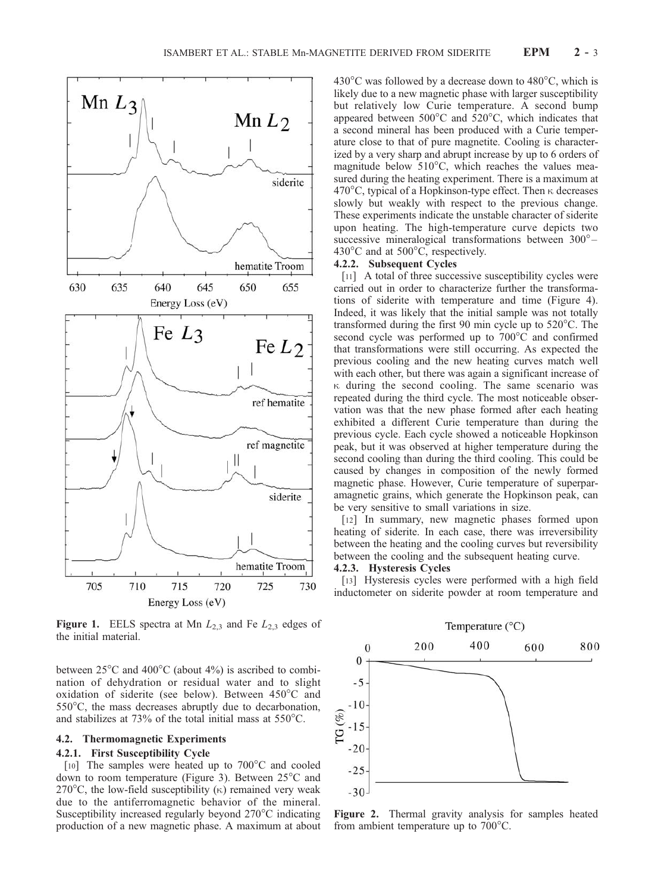**Figure 1.** EELS spectra at Mn $L_{2,3}$ and Fe $L_{2,3}$ edges of the initial material.

between 25°C and 400°C (about 4%) is ascribed to combination of dehydration or residual water and to slight oxidation of siderite (see below). Between 450°C and 550°C, the mass decreases abruptly due to decarbonation, and stabilizes at 73% of the total initial mass at 550°C.

### 4.2. Thermomagnetic Experiments

#### 4.2.1. First Susceptibility Cycle

[10] The samples were heated up to 700°C and cooled down to room temperature (Figure 3). Between 25°C and 270°C, the low-field susceptibility ($\kappa$) remained very weak due to the antiferromagnetic behavior of the mineral. Susceptibility increased regularly beyond 270°C indicating production of a new magnetic phase. A maximum at about 430°C was followed by a decrease down to 480°C, which is likely due to a new magnetic phase with larger susceptibility but relatively low Curie temperature. A second bump appeared between 500°C and 520°C, which indicates that a second mineral has been produced with a Curie temperature close to that of pure magnetite. Cooling is characterized by a very sharp and abrupt increase by up to 6 orders of magnitude below 510°C, which reaches the values measured during the heating experiment. There is a maximum at 470°C, typical of a Hopkinson-type effect. Then $\kappa$ decreases slowly but weakly with respect to the previous change. These experiments indicate the unstable character of siderite upon heating. The high-temperature curve depicts two successive mineralogical transformations between 300°–430°C and at 500°C, respectively.

#### 4.2.2. Subsequent Cycles

[11] A total of three successive susceptibility cycles were carried out in order to characterize further the transformations of siderite with temperature and time (Figure 4). Indeed, it was likely that the initial sample was not totally transformed during the first 90 min cycle up to 520°C. The second cycle was performed up to 700°C and confirmed that transformations were still occurring. As expected the previous cooling and the new heating curves match well with each other, but there was again a significant increase of $\kappa$ during the second cooling. The same scenario was repeated during the third cycle. The most noticeable observation was that the new phase formed after each heating exhibited a different Curie temperature than during the previous cycle. Each cycle showed a noticeable Hopkinson peak, but it was observed at higher temperature during the second cooling than during the third cooling. This could be caused by changes in composition of the newly formed magnetic phase. However, Curie temperature of superparamagnetic grains, which generate the Hopkinson peak, can be very sensitive to small variations in size.

[12] In summary, new magnetic phases formed upon heating of siderite. In each case, there was irreversibility between the heating and the cooling curves but reversibility between the cooling and the subsequent heating curve.

#### 4.2.3. Hysteresis Cycles

[13] Hysteresis cycles were performed with a high field inductometer on siderite powder at room temperature and

**Figure 2.** Thermal gravity analysis for samples heated from ambient temperature up to 700°C.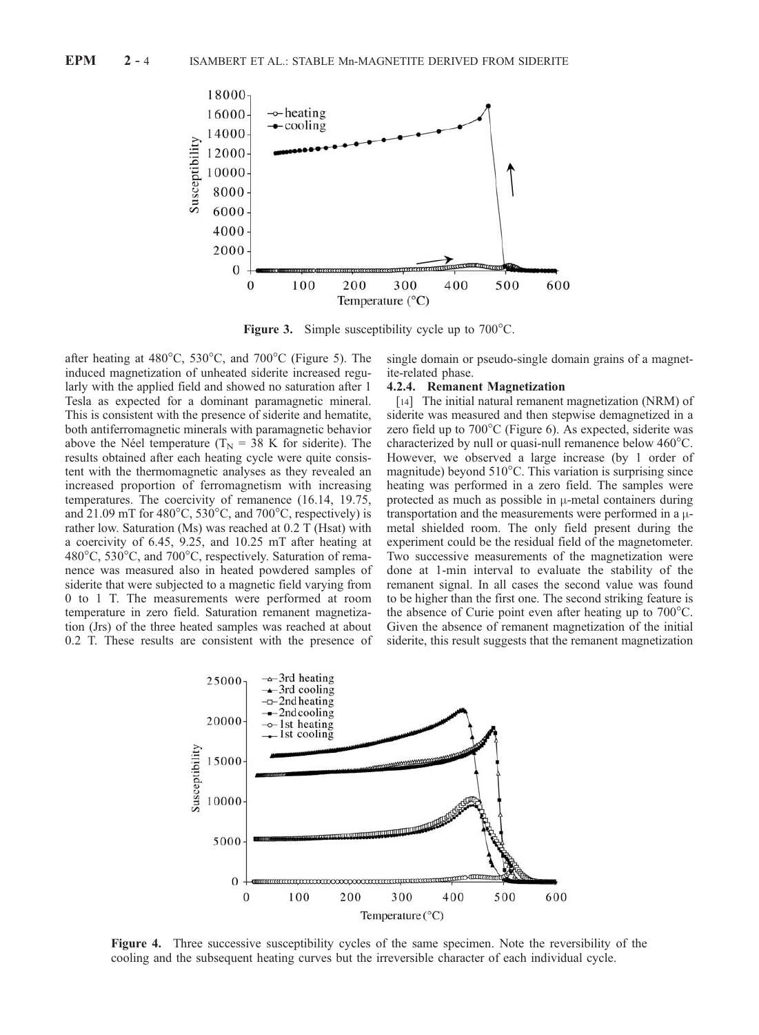Figure 3. Simple susceptibility cycle up to 700°C.

after heating at 480°C, 530°C, and 700°C (Figure 5). The induced magnetization of unheated siderite increased regularly with the applied field and showed no saturation after 1 Tesla as expected for a dominant paramagnetic mineral. This is consistent with the presence of siderite and hematite, both antiferromagnetic minerals with paramagnetic behavior above the Néel temperature ($T_N$ = 38 K for siderite). The results obtained after each heating cycle were quite consistent with the thermomagnetic analyses as they revealed an increased proportion of ferromagnetism with increasing temperatures. The coercivity of remanence (16.14, 19.75, and 21.09 mT for 480°C, 530°C, and 700°C, respectively) is rather low. Saturation (Ms) was reached at 0.2 T (Hsat) with a coercivity of 6.45, 9.25, and 10.25 mT after heating at 480°C, 530°C, and 700°C, respectively. Saturation of remanence was measured also in heated powdered samples of siderite that were subjected to a magnetic field varying from 0 to 1 T. The measurements were performed at room temperature in zero field. Saturation remanent magnetization (Jrs) of the three heated samples was reached at about 0.2 T. These results are consistent with the presence of single domain or pseudo-single domain grains of a magnetite-related phase.

#### 4.2.4. Remanent Magnetization

[14] The initial natural remanent magnetization (NRM) of siderite was measured and then stepwise demagnetized in a zero field up to 700°C (Figure 6). As expected, siderite was characterized by null or quasi-null remanence below 460°C. However, we observed a large increase (by 1 order of magnitude) beyond 510°C. This variation is surprising since heating was performed in a zero field. The samples were protected as much as possible in μ-metal containers during transportation and the measurements were performed in a μ-metal shielded room. The only field present during the experiment could be the residual field of the magnetometer. Two successive measurements of the magnetization were done at 1-min interval to evaluate the stability of the remanent signal. In all cases the second value was found to be higher than the first one. The second striking feature is the absence of Curie point even after heating up to 700°C. Given the absence of remanent magnetization of the initial siderite, this result suggests that the remanent magnetization

Figure 4. Three successive susceptibility cycles of the same specimen. Note the reversibility of the cooling and the subsequent heating curves but the irreversible character of each individual cycle.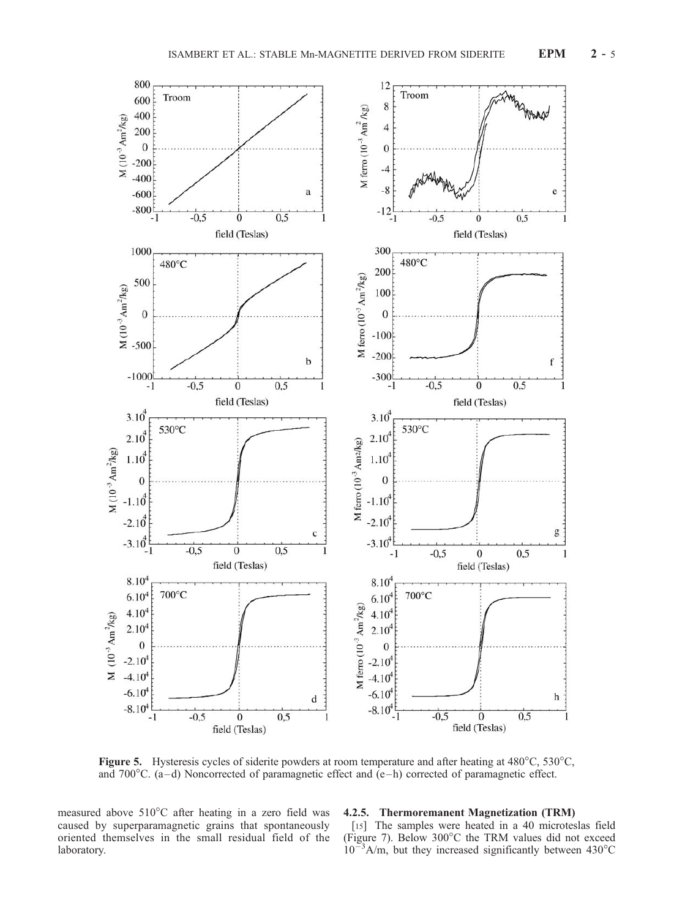**Figure 5.** Hysteresis cycles of siderite powders at room temperature and after heating at 480°C, 530°C, and 700°C. (a–d) Noncorrected of paramagnetic effect and (e–h) corrected of paramagnetic effect.

measured above 510°C after heating in a zero field was caused by superparamagnetic grains that spontaneously oriented themselves in the small residual field of the laboratory.

### 4.2.5. Thermoremanent Magnetization (TRM)

[15] The samples were heated in a 40 microteslas field (Figure 7). Below 300°C the TRM values did not exceed $10^{-3}$A/m, but they increased significantly between 430°C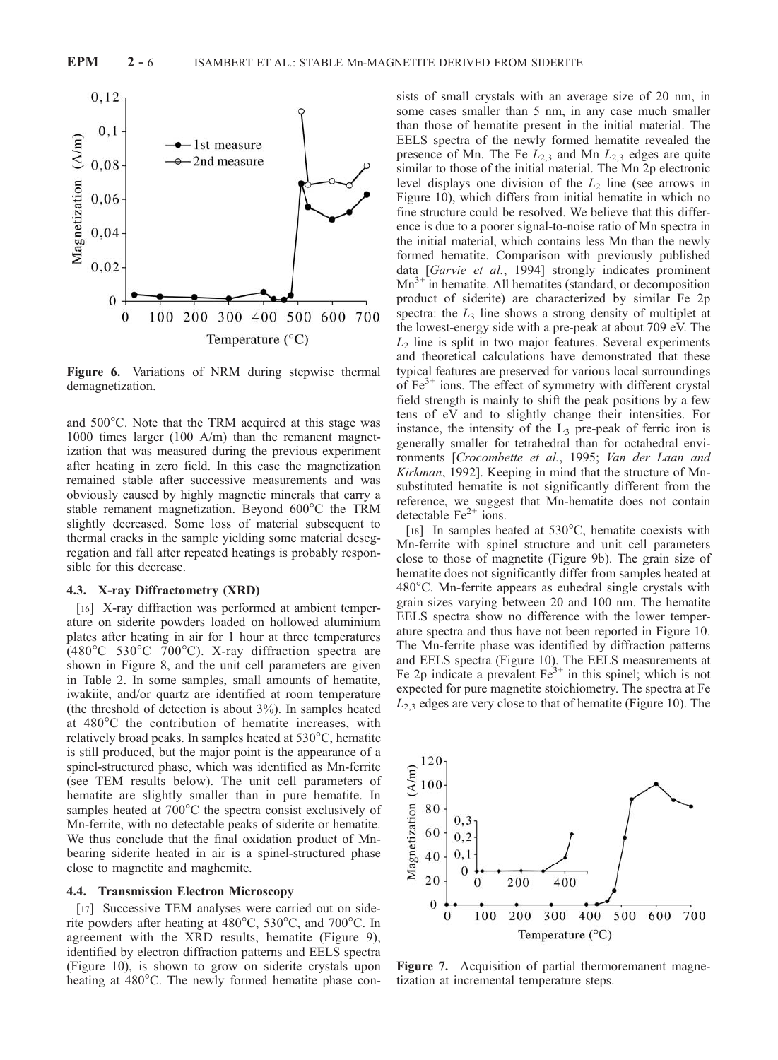**Figure 6.** Variations of NRM during stepwise thermal demagnetization.

and 500°C. Note that the TRM acquired at this stage was 1000 times larger (100 A/m) than the remanent magnetization that was measured during the previous experiment after heating in zero field. In this case the magnetization remained stable after successive measurements and was obviously caused by highly magnetic minerals that carry a stable remanent magnetization. Beyond 600°C the TRM slightly decreased. Some loss of material subsequent to thermal cracks in the sample yielding some material desegregation and fall after repeated heatings is probably responsible for this decrease.

### 4.3. X-ray Diffractometry (XRD)

[16] X-ray diffraction was performed at ambient temperature on siderite powders loaded on hollowed aluminium plates after heating in air for 1 hour at three temperatures (480°C–530°C–700°C). X-ray diffraction spectra are shown in Figure 8, and the unit cell parameters are given in Table 2. In some samples, small amounts of hematite, iwakiite, and/or quartz are identified at room temperature (the threshold of detection is about 3%). In samples heated at 480°C the contribution of hematite increases, with relatively broad peaks. In samples heated at 530°C, hematite is still produced, but the major point is the appearance of a spinel-structured phase, which was identified as Mn-ferrite (see TEM results below). The unit cell parameters of hematite are slightly smaller than in pure hematite. In samples heated at 700°C the spectra consist exclusively of Mn-ferrite, with no detectable peaks of siderite or hematite. We thus conclude that the final oxidation product of Mn-bearing siderite heated in air is a spinel-structured phase close to magnetite and maghemite.

### 4.4. Transmission Electron Microscopy

[17] Successive TEM analyses were carried out on siderite powders after heating at 480°C, 530°C, and 700°C. In agreement with the XRD results, hematite (Figure 9), identified by electron diffraction patterns and EELS spectra (Figure 10), is shown to grow on siderite crystals upon heating at 480°C. The newly formed hematite phase consists of small crystals with an average size of 20 nm, in some cases smaller than 5 nm, in any case much smaller than those of hematite present in the initial material. The EELS spectra of the newly formed hematite revealed the presence of Mn. The Fe $L_{2,3}$ and Mn $L_{2,3}$ edges are quite similar to those of the initial material. The Mn 2p electronic level displays one division of the $L_2$ line (see arrows in Figure 10), which differs from initial hematite in which no fine structure could be resolved. We believe that this difference is due to a poorer signal-to-noise ratio of Mn spectra in the initial material, which contains less Mn than the newly formed hematite. Comparison with previously published data [*Garvie et al.*, 1994] strongly indicates prominent $Mn^{3+}$ in hematite. All hematites (standard, or decomposition product of siderite) are characterized by similar Fe 2p spectra: the $L_3$ line shows a strong density of multiplet at the lowest-energy side with a pre-peak at about 709 eV. The $L_2$ line is split in two major features. Several experiments and theoretical calculations have demonstrated that these typical features are preserved for various local surroundings of $Fe^{3+}$ ions. The effect of symmetry with different crystal field strength is mainly to shift the peak positions by a few tens of eV and to slightly change their intensities. For instance, the intensity of the $L_3$ pre-peak of ferric iron is generally smaller for tetrahedral than for octahedral environments [*Crocombette et al.*, 1995; *Van der Laan and Kirkman*, 1992]. Keeping in mind that the structure of Mn-substituted hematite is not significantly different from the reference, we suggest that Mn-hematite does not contain detectable $Fe^{2+}$ ions.

[18] In samples heated at 530°C, hematite coexists with Mn-ferrite with spinel structure and unit cell parameters close to those of magnetite (Figure 9b). The grain size of hematite does not significantly differ from samples heated at 480°C. Mn-ferrite appears as euhedral single crystals with grain sizes varying between 20 and 100 nm. The hematite EELS spectra show no difference with the lower temperature spectra and thus have not been reported in Figure 10. The Mn-ferrite phase was identified by diffraction patterns and EELS spectra (Figure 10). The EELS measurements at Fe 2p indicate a prevalent $Fe^{3+}$ in this spinel; which is not expected for pure magnetite stoichiometry. The spectra at Fe $L_{2,3}$ edges are very close to that of hematite (Figure 10). The

**Figure 7.** Acquisition of partial thermoremanent magnetization at incremental temperature steps.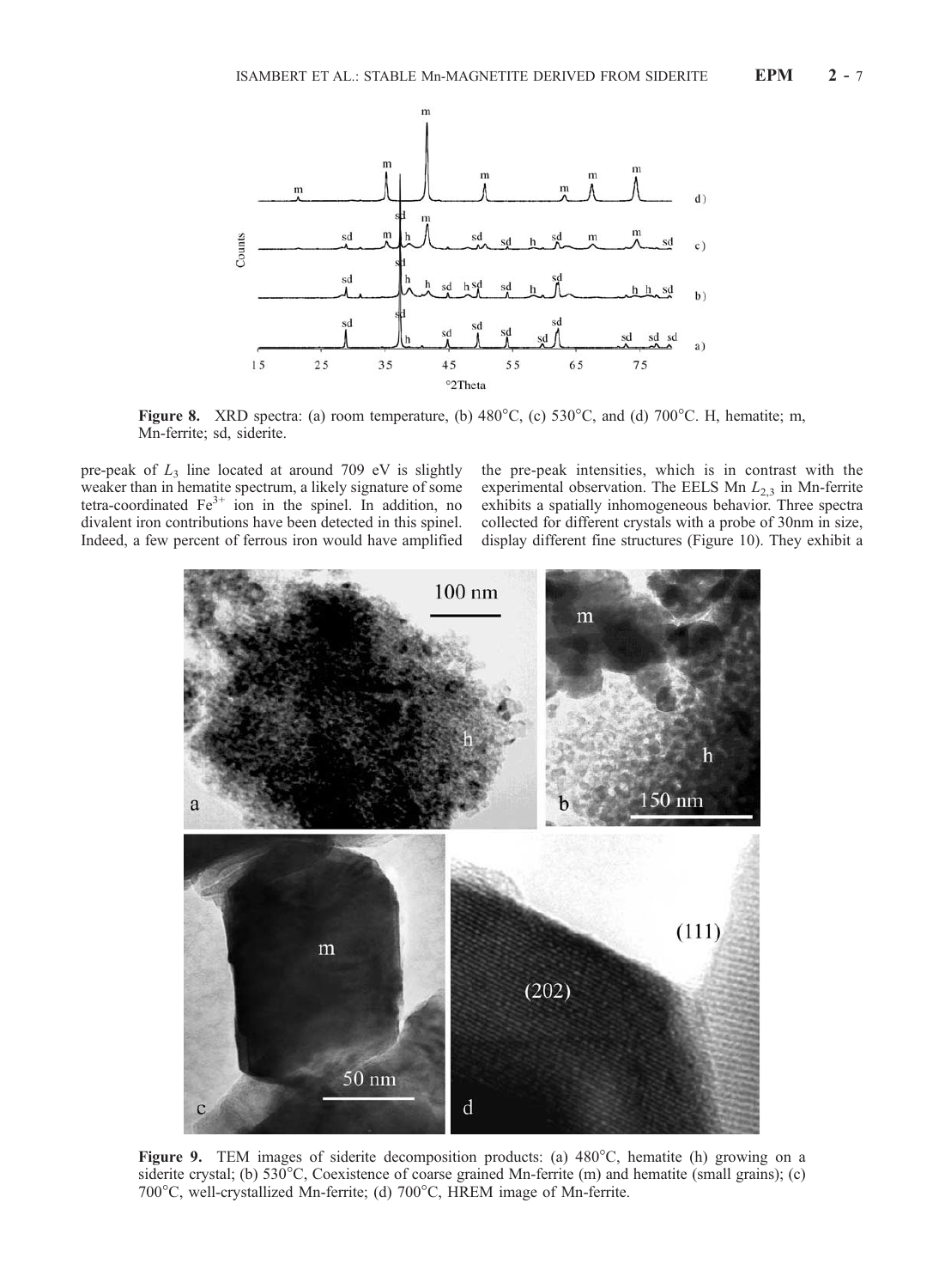Figure 8. XRD spectra: (a) room temperature, (b) 480°C, (c) 530°C, and (d) 700°C. H, hematite; m, Mn-ferrite; sd, siderite.

pre-peak of $L_3$ line located at around 709 eV is slightly weaker than in hematite spectrum, a likely signature of some tetra-coordinated $Fe^{3+}$ ion in the spinel. In addition, no divalent iron contributions have been detected in this spinel. Indeed, a few percent of ferrous iron would have amplified the pre-peak intensities, which is in contrast with the experimental observation. The EELS Mn $L_{2,3}$ in Mn-ferrite exhibits a spatially inhomogeneous behavior. Three spectra collected for different crystals with a probe of 30nm in size, display different fine structures (Figure 10). They exhibit a

Figure 9. TEM images of siderite decomposition products: (a) 480°C, hematite (h) growing on a siderite crystal; (b) 530°C, Coexistence of coarse grained Mn-ferrite (m) and hematite (small grains); (c) 700°C, well-crystallized Mn-ferrite; (d) 700°C, HREM image of Mn-ferrite.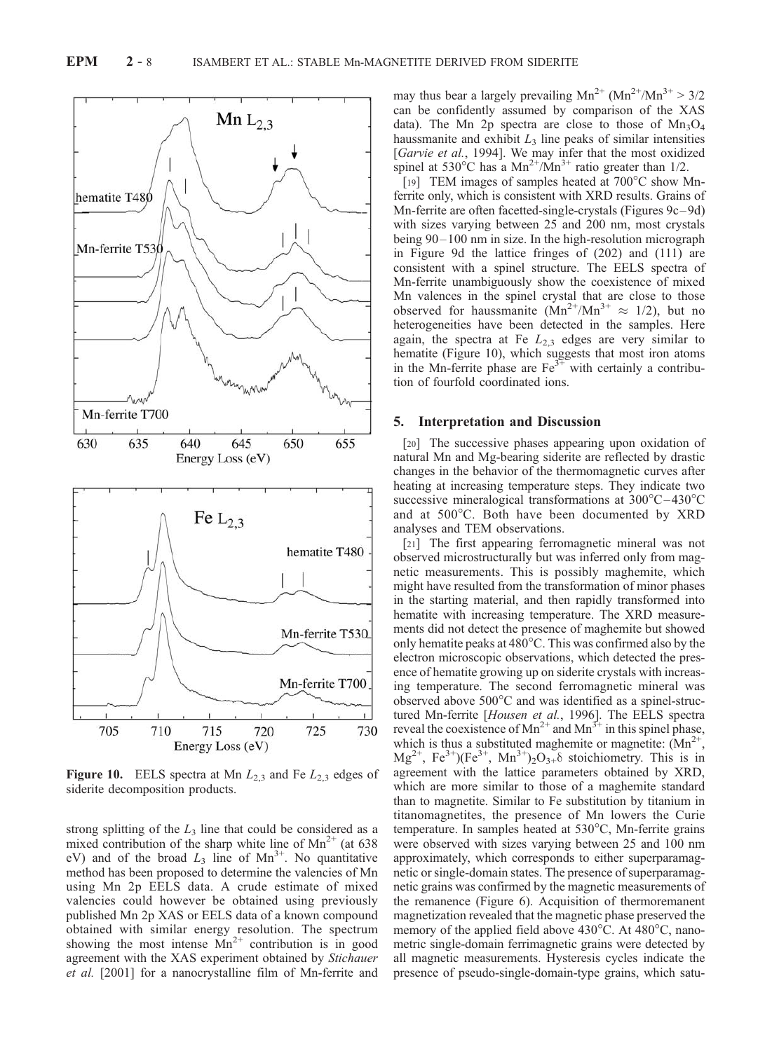**Figure 10.** EELS spectra at Mn $L_{2,3}$ and Fe $L_{2,3}$ edges of siderite decomposition products.

strong splitting of the $L_3$ line that could be considered as a mixed contribution of the sharp white line of $Mn^{2+}$ (at 638 eV) and of the broad $L_3$ line of $Mn^{3+}$. No quantitative method has been proposed to determine the valencies of Mn using Mn 2p EELS data. A crude estimate of mixed valencies could however be obtained using previously published Mn 2p XAS or EELS data of a known compound obtained with similar energy resolution. The spectrum showing the most intense $Mn^{2+}$ contribution is in good agreement with the XAS experiment obtained by *Stichauer et al.* [2001] for a nanocrystalline film of Mn-ferrite and may thus bear a largely prevailing $Mn^{2+}$ ($Mn^{2+}/Mn^{3+} > 3/2$ can be confidently assumed by comparison of the XAS data). The Mn 2p spectra are close to those of $Mn_3O_4$ haussmanite and exhibit $L_3$ line peaks of similar intensities [*Garvie et al.*, 1994]. We may infer that the most oxidized spinel at 530°C has a $Mn^{2+}/Mn^{3+}$ ratio greater than 1/2.

[19] TEM images of samples heated at 700°C show Mn-ferrite only, which is consistent with XRD results. Grains of Mn-ferrite are often facetted-single-crystals (Figures 9c–9d) with sizes varying between 25 and 200 nm, most crystals being 90–100 nm in size. In the high-resolution micrograph in Figure 9d the lattice fringes of (202) and (111) are consistent with a spinel structure. The EELS spectra of Mn-ferrite unambiguously show the coexistence of mixed Mn valences in the spinel crystal that are close to those observed for haussmanite ($Mn^{2+}/Mn^{3+} \approx 1/2$), but no heterogeneities have been detected in the samples. Here again, the spectra at Fe $L_{2,3}$ edges are very similar to hematite (Figure 10), which suggests that most iron atoms in the Mn-ferrite phase are $Fe^{3+}$ with certainly a contribution of fourfold coordinated ions.

## 5. Interpretation and Discussion

[20] The successive phases appearing upon oxidation of natural Mn and Mg-bearing siderite are reflected by drastic changes in the behavior of the thermomagnetic curves after heating at increasing temperature steps. They indicate two successive mineralogical transformations at 300°C–430°C and at 500°C. Both have been documented by XRD analyses and TEM observations.

[21] The first appearing ferromagnetic mineral was not observed microstructurally but was inferred only from magnetic measurements. This is possibly maghemite, which might have resulted from the transformation of minor phases in the starting material, and then rapidly transformed into hematite with increasing temperature. The XRD measurements did not detect the presence of maghemite but showed only hematite peaks at 480°C. This was confirmed also by the electron microscopic observations, which detected the presence of hematite growing up on siderite crystals with increasing temperature. The second ferromagnetic mineral was observed above 500°C and was identified as a spinel-structured Mn-ferrite [*Housen et al.*, 1996]. The EELS spectra reveal the coexistence of $Mn^{2+}$ and $Mn^{3+}$ in this spinel phase, which is thus a substituted maghemite or magnetite: $(Mn^{2+}, Mg^{2+}, Fe^{3+})(Fe^{3+}, Mn^{3+})_2O_{3+\delta}$ stoichiometry. This is in agreement with the lattice parameters obtained by XRD, which are more similar to those of a maghemite standard than to magnetite. Similar to Fe substitution by titanium in titanomagnetites, the presence of Mn lowers the Curie temperature. In samples heated at 530°C, Mn-ferrite grains were observed with sizes varying between 25 and 100 nm approximately, which corresponds to either superparamagnetic or single-domain states. The presence of superparamagnetic grains was confirmed by the magnetic measurements of the remanence (Figure 6). Acquisition of thermoremanent magnetization revealed that the magnetic phase preserved the memory of the applied field above 430°C. At 480°C, nanometric single-domain ferrimagnetic grains were detected by all magnetic measurements. Hysteresis cycles indicate the presence of pseudo-single-domain-type grains, which satu-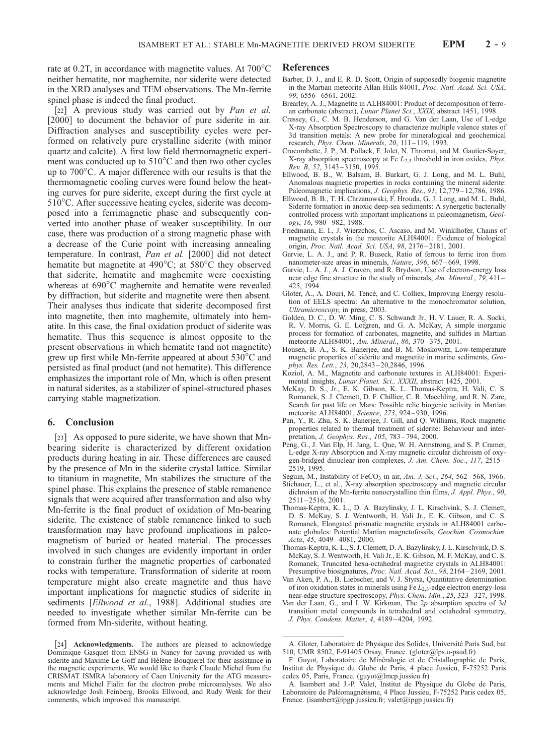rate at 0.2T, in accordance with magnetite values. At 700°C neither hematite, nor maghemite, nor siderite were detected in the XRD analyses and TEM observations. The Mn-ferrite spinel phase is indeed the final product.

[22] A previous study was carried out by *Pan et al.* [2000] to document the behavior of pure siderite in air. Diffraction analyses and susceptibility cycles were performed on relatively pure crystalline siderite (with minor quartz and calcite). A first low field thermomagnetic experiment was conducted up to 510°C and then two other cycles up to 700°C. A major difference with our results is that the thermomagnetic cooling curves were found below the heating curves for pure siderite, except during the first cycle at 510°C. After successive heating cycles, siderite was decomposed into a ferrimagnetic phase and subsequently converted into another phase of weaker susceptibility. In our case, there was production of a strong magnetic phase with a decrease of the Curie point with increasing annealing temperature. In contrast, *Pan et al.* [2000] did not detect hematite but magnetite at 490°C; at 580°C they observed that siderite, hematite and maghemite were coexisting whereas at 690°C maghemite and hematite were revealed by diffraction, but siderite and magnetite were then absent. Their analyses thus indicate that siderite decomposed first into magnetite, then into maghemite, ultimately into hematite. In this case, the final oxidation product of siderite was hematite. Thus this sequence is almost opposite to the present observations in which hematite (and not magnetite) grew up first while Mn-ferrite appeared at about 530°C and persisted as final product (and not hematite). This difference emphasizes the important role of Mn, which is often present in natural siderites, as a stabilizer of spinel-structured phases carrying stable magnetization.

## 6. Conclusion

[23] As opposed to pure siderite, we have shown that Mn-bearing siderite is characterized by different oxidation products during heating in air. These differences are caused by the presence of Mn in the siderite crystal lattice. Similar to titanium in magnetite, Mn stabilizes the structure of the spinel phase. This explains the presence of stable remanence signals that were acquired after transformation and also why Mn-ferrite is the final product of oxidation of Mn-bearing siderite. The existence of stable remanence linked to such transformation may have profound implications in paleomagnetism of buried or heated material. The processes involved in such changes are evidently important in order to constrain further the magnetic properties of carbonated rocks with temperature. Transformation of siderite at room temperature might also create magnetite and thus have important implications for magnetic studies of siderite in sediments [*Ellwood et al.*, 1988]. Additional studies are needed to investigate whether similar Mn-ferrite can be formed from Mn-siderite, without heating.

[24] **Acknowledgments.** The authors are pleased to acknowledge Dominique Gasquet from ENSG in Nancy for having provided us with siderite and Maxime Le Goff and Hélène Bouquerel for their assistance in the magnetic experiments. We would like to thank Claude Michel from the CRISMAT ISMRA laboratory of Caen University for the ATG measurements and Michel Fialin for the electron probe microanalyses. We also acknowledge Josh Feinberg, Brooks Ellwood, and Rudy Wenk for their comments, which improved this manuscript.

## References

Barber, D. J., and E. R. D. Scott, Origin of supposedly biogenic magnetite in the Martian meteorite Allan Hills 84001, *Proc. Natl. Acad. Sci. USA*, *99*, 6556–6561, 2002.

Brearley, A. J., Magnetite in ALH84001: Product of decomposition of ferroan carbonate (abstract), *Lunar Planet Sci.*, *XXIX*, abstract 1451, 1998.

Cressey, G., C. M. B. Henderson, and G. Van der Laan, Use of L-edge X-ray Absorption Spectroscopy to characterize multiple valence states of 3d transition metals: A new probe for mineralogical and geochemical research, *Phys. Chem. Minerals*, *20*, 111–119, 1993.

Crocombette, J. P., M. Pollack, F. Jolet, N. Thromat, and M. Gautier-Soyer, X-ray absorption spectroscopy at Fe $L_{2,3}$ threshold in iron oxides, *Phys. Rev. B*, *52*, 3143–3150, 1995.

Ellwood, B. B., W. Balsam, B. Burkart, G. J. Long, and M. L. Buhl, Anomalous magnetic properties in rocks containing the mineral siderite: Paleomagnetic implications, *J. Geophys. Res.*, *91*, 12,779–12,786, 1986.

Ellwood, B. B., T. H. Chrzanowski, F. Hrouda, G. J. Long, and M. L. Buhl, Siderite formation in anoxic deep-sea sediments: A synergetic bacterially controlled process with important implications in paleomagnetism, *Geology*, *16*, 980–982, 1988.

Friedmann, E. I., J. Wierzchos, C. Ascaso, and M. Winklhofer, Chains of magnetite crystals in the meteorite ALH84001: Evidence of biological origin, *Proc. Natl. Acad. Sci. USA*, *98*, 2176–2181, 2001.

Garvie, L. A. J., and P. R. Buseck, Ratio of ferrous to ferric iron from nanometer-size areas in minerals, *Nature*, *396*, 667–669, 1998.

Garvie, L. A. J., A. J. Craven, and R. Brydson, Use of electron-energy loss near edge fine structure in the study of minerals, *Am. Mineral.*, *79*, 411–425, 1994.

Gloter, A., A. Douri, M. Tencé, and C. Colliex, Improving Energy resolution of EELS spectra: An alternative to the monochromator solution, *Ultramicroscopy*, in press, 2003.

Golden, D. C., D. W. Ming, C. S. Schwandt Jr., H. V. Lauer, R. A. Socki, R. V. Morris, G. E. Lofgren, and G. A. McKay, A simple inorganic process for formation of carbonates, magnetite, and sulfides in Martian meteorite ALH84001, *Am. Mineral.*, *86*, 370–375, 2001.

Housen, B. A., S. K. Banerjee, and B. M. Moskowitz, Low-temperature magnetic properties of siderite and magnetite in marine sediments, *Geophys. Res. Lett.*, *23*, 20,2843–20,2846, 1996.

Koziol, A. M., Magnetite and carbonate textures in ALH84001: Experimental insights, *Lunar Planet. Sci., XXXII*, abstract 1425, 2001.

McKay, D. S., Jr., E. K. Gibson, K. L. Thomas-Keptra, H. Vali, C. S. Romanek, S. J. Clemett, D. F. Chillier, C. R. Maechling, and R. N. Zare, Search for past life on Mars: Possible relic biogenic activity in Martian meteorite ALH84001, *Science*, *273*, 924–930, 1996.

Pan, Y., R. Zhu, S. K. Banerjee, J. Gill, and Q. Williams, Rock magnetic properties related to thermal treatment of siderite: Behaviour and interpretation, *J. Geophys. Res.*, *105*, 783–794, 2000.

Peng, G., J. Van Elp, H. Jang, L. Que, W. H. Armstrong, and S. P. Cramer, L-edge X-ray Absorption and X-ray magnetic circular dichroism of oxygen-bridged dinuclear iron complexes, *J. Am. Chem. Soc.*, *117*, 2515–2519, 1995.

Seguin, M., Instability of $FeCO_3$ in air, *Am. J. Sci.*, *264*, 562–568, 1966.

Stichauer, L., et al., X-ray absorption spectroscopy and magnetic circular dichroism of the Mn-ferrite nanocrystalline thin films, *J. Appl. Phys.*, *90*, 2511–2516, 2001.

Thomas-Keptra, K. L., D. A. Bazylinsky, J. L. Kirschvink, S. J. Clemett, D. S. McKay, S. J. Wentworth, H. Vali Jr., E. K. Gibson, and C. S. Romanek, Elongated prismatic magnetite crystals in ALH84001 carbonate globules: Potential Martian magnetofossils, *Geochim. Cosmochim. Acta*, *45*, 4049–4081, 2000.

Thomas-Keptra, K. L., S. J. Clemett, D. A. Bazylinsky, J. L. Kirschvink, D. S. McKay, S. J. Wentworth, H. Vali Jr., E. K. Gibson, M. F. McKay, and C. S. Romanek, Truncated hexa-octahedral magnetite crystals in ALH84001: Presumptive biosignatures, *Proc. Natl. Acad. Sci.*, *98*, 2164–2169, 2001.

Van Aken, P. A., B. Liebscher, and V. J. Styrsa, Quantitative determination of iron oxidation states in minerals using Fe $L_{2,3}$-edge electron energy-loss near-edge structure spectroscopy, *Phys. Chem. Min.*, *25*, 323–327, 1998.

Van der Laan, G., and I. W. Kirkman, The 2*p* absorption spectra of 3*d* transition metal compounds in tetrahedral and octahedral symmetry, *J. Phys. Condens. Matter*, *4*, 4189–4204, 1992.

---

A. Gloter, Laboratoire de Physique des Solides, Université Paris Sud, bat 510, UMR 8502, F-91405 Orsay, France. (gloter@lps.u-psud.fr)

F. Guyot, Laboratoire de Minéralogie et de Cristallographie de Paris, Institut de Physique du Globe de Paris, 4 place Jussieu, F-75252 Paris cedex 05, Paris, France. (guyot@lmcp.jussieu.fr)

A. Isambert and J.-P. Valet, Institut de Physique du Globe de Paris, Laboratoire de Paléomagnétisme, 4 Place Jussieu, F-75252 Paris cedex 05, France. (isambert@ipgp.jussieu.fr; valet@ipgp.jussieu.fr)